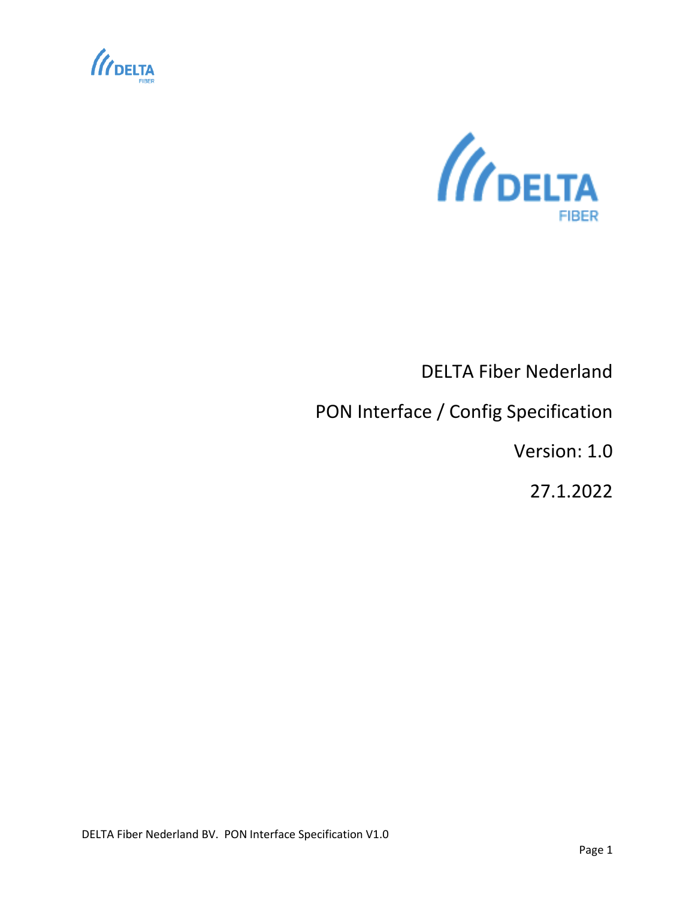DELTA Fiber Nederland

PON Interface / Config Specification

Version: 1.0

27.1.2022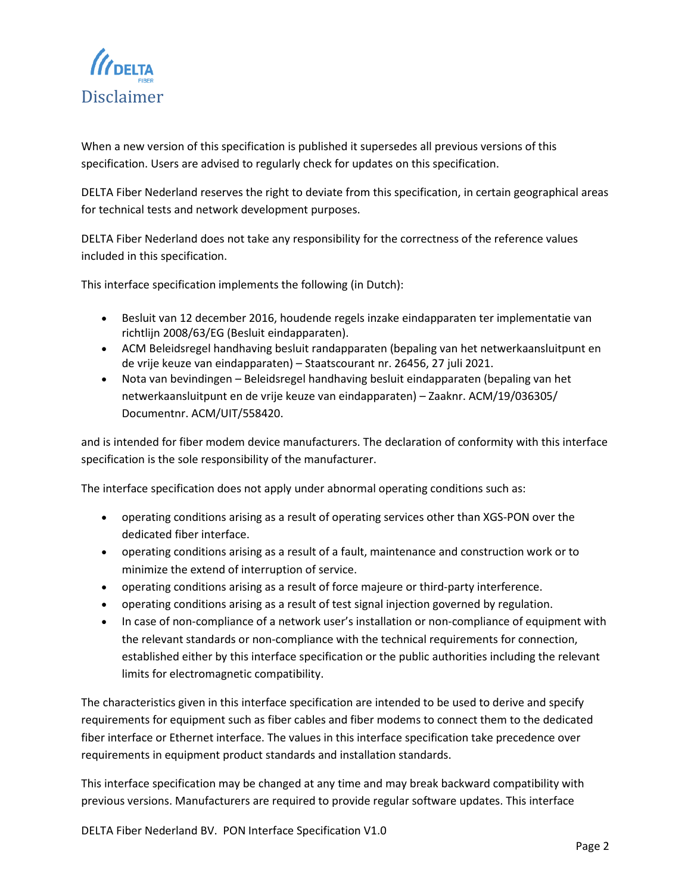# Disclaimer

When a new version of this specification is published it supersedes all previous versions of this specification. Users are advised to regularly check for updates on this specification.

DELTA Fiber Nederland reserves the right to deviate from this specification, in certain geographical areas for technical tests and network development purposes.

DELTA Fiber Nederland does not take any responsibility for the correctness of the reference values included in this specification.

This interface specification implements the following (in Dutch):

- Besluit van 12 december 2016, houdende regels inzake eindapparaten ter implementatie van richtlijn 2008/63/EG (Besluit eindapparaten).
- ACM Beleidsregel handhaving besluit randapparaten (bepaling van het netwerkaansluitpunt en de vrije keuze van eindapparaten) – Staatscourant nr. 26456, 27 juli 2021.
- Nota van bevindingen – Beleidsregel handhaving besluit eindapparaten (bepaling van het netwerkaansluitpunt en de vrije keuze van eindapparaten) – Zaaknr. ACM/19/036305/ Documentnr. ACM/UIT/558420.

and is intended for fiber modem device manufacturers. The declaration of conformity with this interface specification is the sole responsibility of the manufacturer.

The interface specification does not apply under abnormal operating conditions such as:

- operating conditions arising as a result of operating services other than XGS-PON over the dedicated fiber interface.
- operating conditions arising as a result of a fault, maintenance and construction work or to minimize the extend of interruption of service.
- operating conditions arising as a result of force majeure or third-party interference.
- operating conditions arising as a result of test signal injection governed by regulation.
- In case of non-compliance of a network user's installation or non-compliance of equipment with the relevant standards or non-compliance with the technical requirements for connection, established either by this interface specification or the public authorities including the relevant limits for electromagnetic compatibility.

The characteristics given in this interface specification are intended to be used to derive and specify requirements for equipment such as fiber cables and fiber modems to connect them to the dedicated fiber interface or Ethernet interface. The values in this interface specification take precedence over requirements in equipment product standards and installation standards.

This interface specification may be changed at any time and may break backward compatibility with previous versions. Manufacturers are required to provide regular software updates. This interface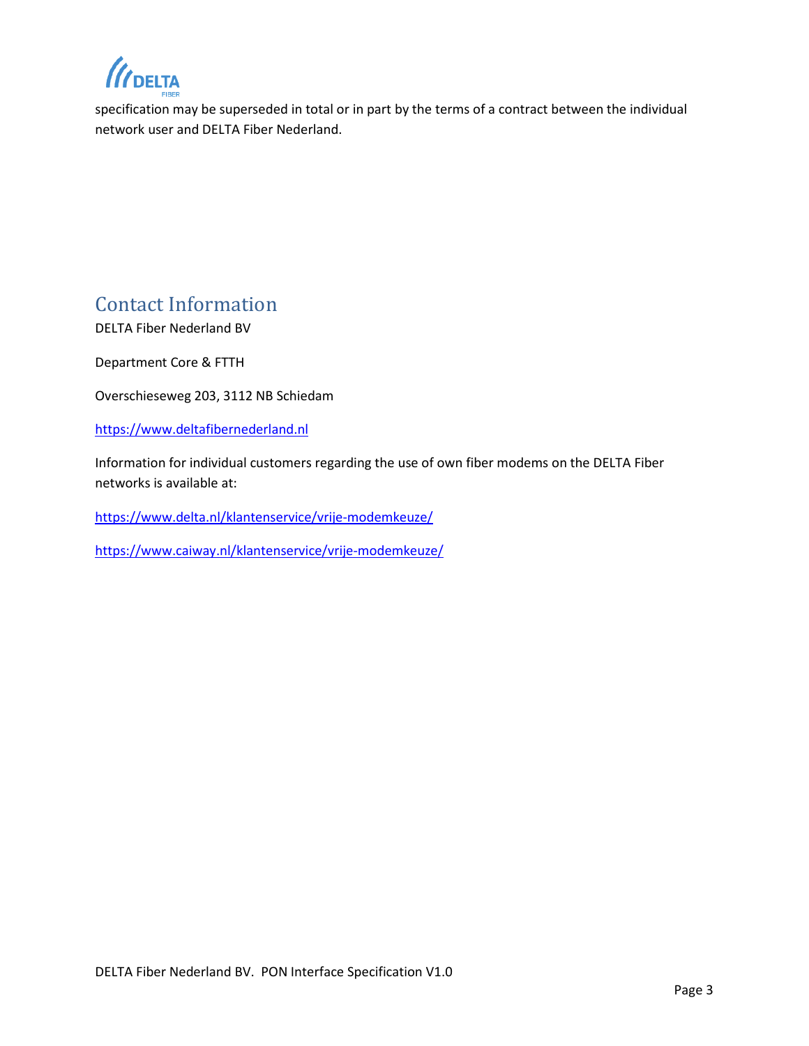specification may be superseded in total or in part by the terms of a contract between the individual network user and DELTA Fiber Nederland.

## Contact Information

DELTA Fiber Nederland BV

Department Core & FTTH

Overschieseweg 203, 3112 NB Schiedam

https://www.deltafibernederland.nl

Information for individual customers regarding the use of own fiber modems on the DELTA Fiber networks is available at:

https://www.delta.nl/klantenservice/vrije-modemkeuze/

https://www.caiway.nl/klantenservice/vrije-modemkeuze/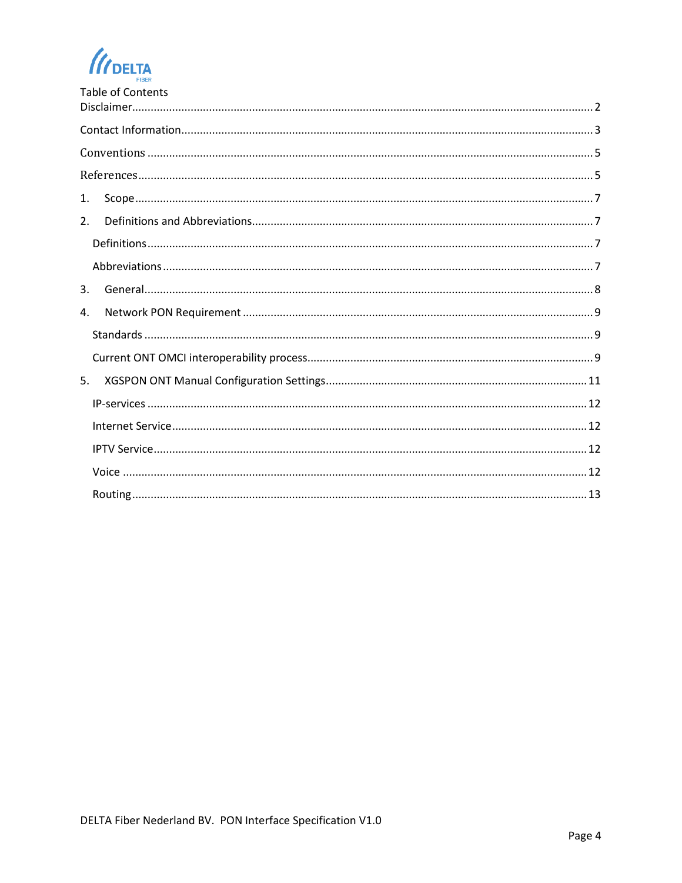Table of Contents

- Disclaimer ... 2
- Contact Information ... 3
- Conventions ... 5
- References ... 5
- 1. Scope ... 7
- 2. Definitions and Abbreviations ... 7
  - Definitions ... 7
  - Abbreviations ... 7
- 3. General ... 8
- 4. Network PON Requirement ... 9
  - Standards ... 9
  - Current ONT OMCI interoperability process ... 9
- 5. XGSPON ONT Manual Configuration Settings ... 11
  - IP-services ... 12
  - Internet Service ... 12
  - IPTV Service ... 12
  - Voice ... 12
  - Routing ... 13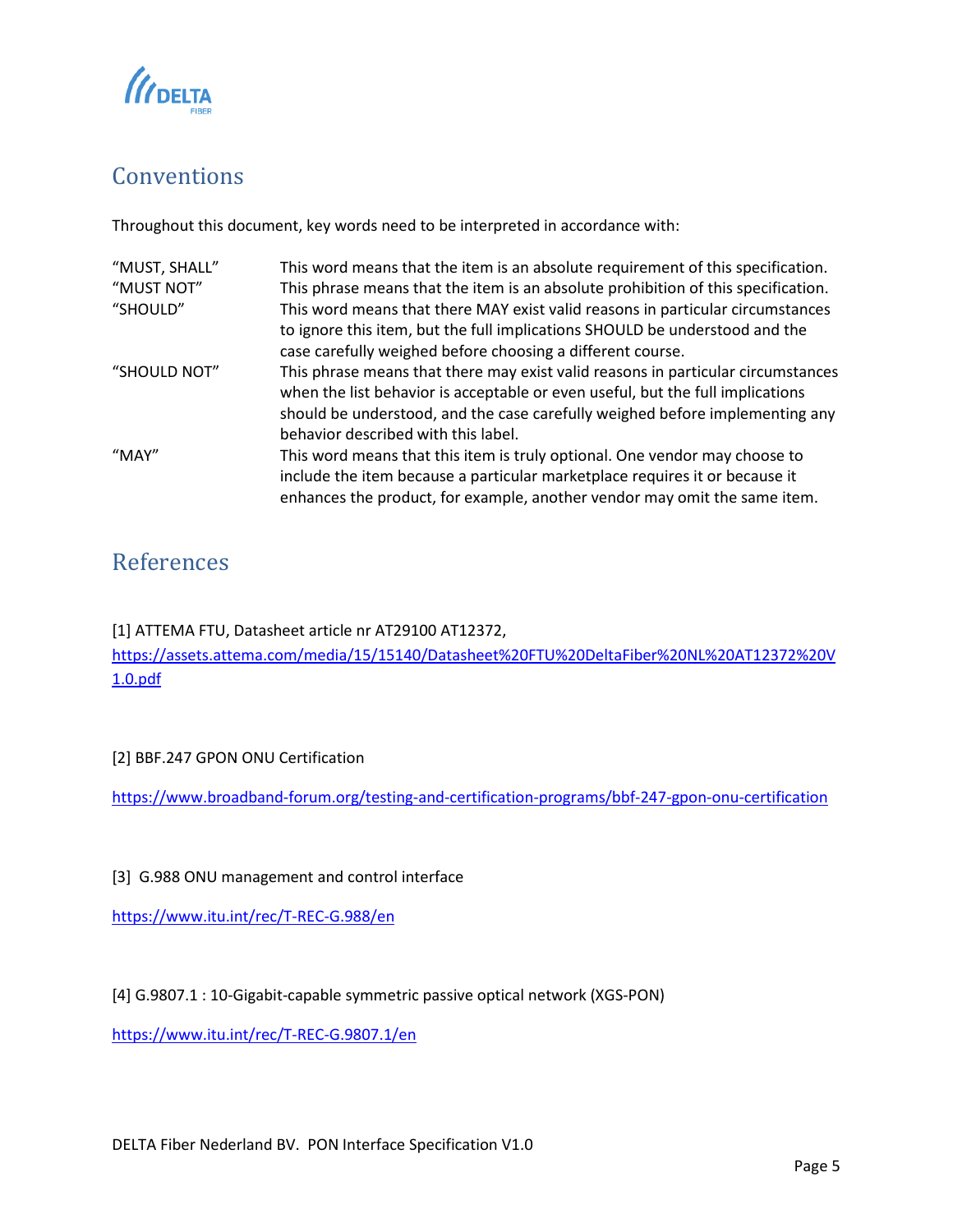## Conventions

Throughout this document, key words need to be interpreted in accordance with:

| | |
|---|---|
| "MUST, SHALL" | This word means that the item is an absolute requirement of this specification. |
| "MUST NOT" | This phrase means that the item is an absolute prohibition of this specification. |
| "SHOULD" | This word means that there MAY exist valid reasons in particular circumstances to ignore this item, but the full implications SHOULD be understood and the case carefully weighed before choosing a different course. |
| "SHOULD NOT" | This phrase means that there may exist valid reasons in particular circumstances when the list behavior is acceptable or even useful, but the full implications should be understood, and the case carefully weighed before implementing any behavior described with this label. |
| "MAY" | This word means that this item is truly optional. One vendor may choose to include the item because a particular marketplace requires it or because it enhances the product, for example, another vendor may omit the same item. |

## References

[1] ATTEMA FTU, Datasheet article nr AT29100 AT12372,
https://assets.attema.com/media/15/15140/Datasheet%20FTU%20DeltaFiber%20NL%20AT12372%20V1.0.pdf

[2] BBF.247 GPON ONU Certification

https://www.broadband-forum.org/testing-and-certification-programs/bbf-247-gpon-onu-certification

[3] G.988 ONU management and control interface

https://www.itu.int/rec/T-REC-G.988/en

[4] G.9807.1 : 10-Gigabit-capable symmetric passive optical network (XGS-PON)

https://www.itu.int/rec/T-REC-G.9807.1/en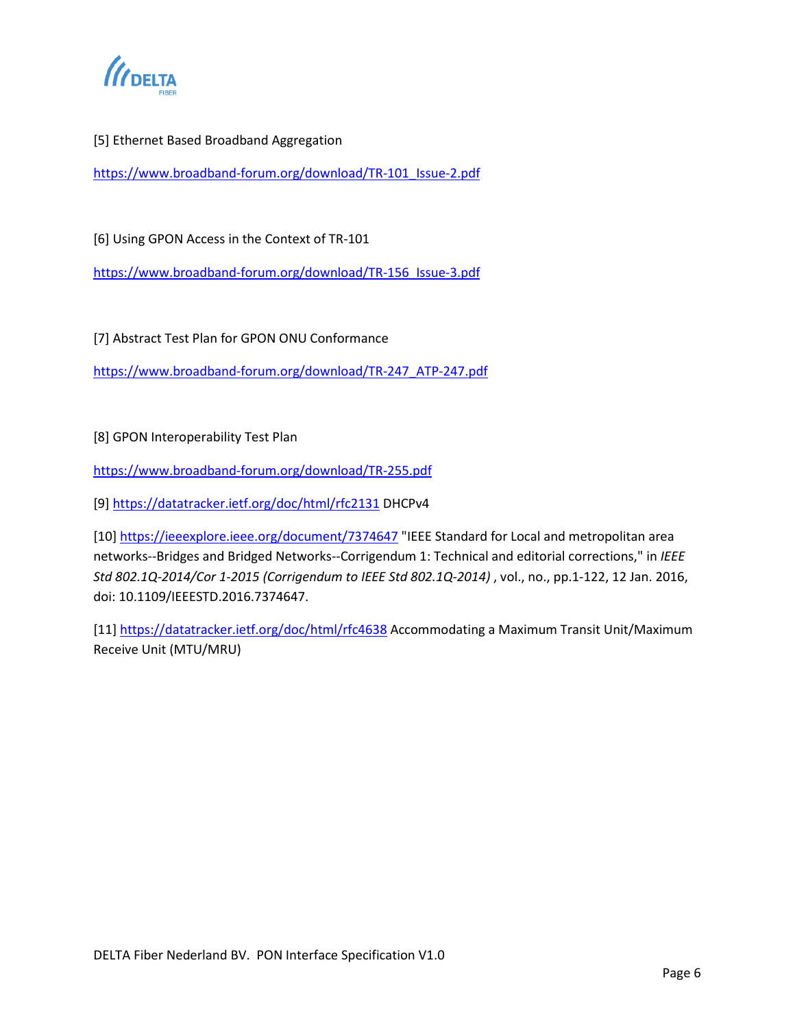[5] Ethernet Based Broadband Aggregation

https://www.broadband-forum.org/download/TR-101_Issue-2.pdf

[6] Using GPON Access in the Context of TR-101

https://www.broadband-forum.org/download/TR-156_Issue-3.pdf

[7] Abstract Test Plan for GPON ONU Conformance

https://www.broadband-forum.org/download/TR-247_ATP-247.pdf

[8] GPON Interoperability Test Plan

https://www.broadband-forum.org/download/TR-255.pdf

[9] https://datatracker.ietf.org/doc/html/rfc2131 DHCPv4

[10] https://ieeexplore.ieee.org/document/7374647 "IEEE Standard for Local and metropolitan area networks--Bridges and Bridged Networks--Corrigendum 1: Technical and editorial corrections," in *IEEE Std 802.1Q-2014/Cor 1-2015 (Corrigendum to IEEE Std 802.1Q-2014)* , vol., no., pp.1-122, 12 Jan. 2016, doi: 10.1109/IEEESTD.2016.7374647.

[11] https://datatracker.ietf.org/doc/html/rfc4638 Accommodating a Maximum Transit Unit/Maximum Receive Unit (MTU/MRU)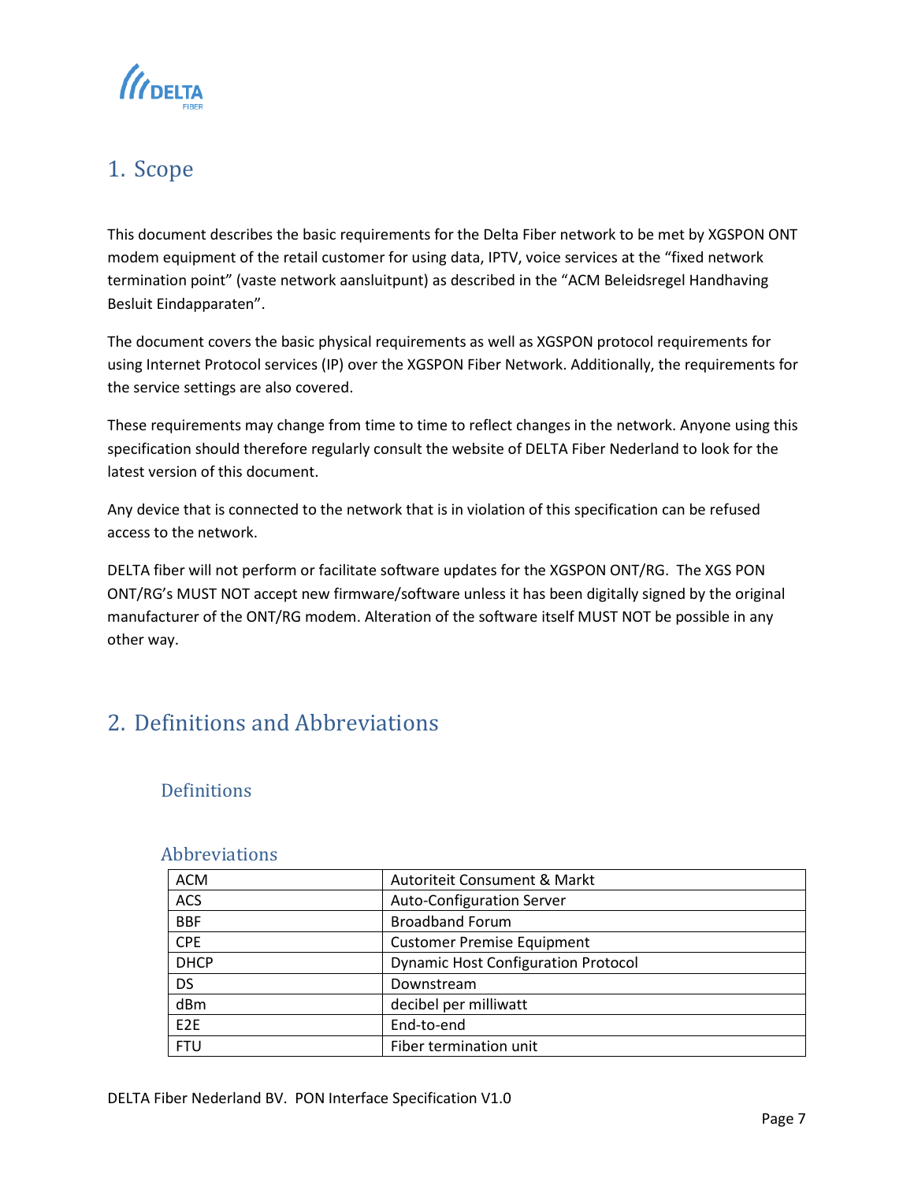# 1. Scope

This document describes the basic requirements for the Delta Fiber network to be met by XGSPON ONT modem equipment of the retail customer for using data, IPTV, voice services at the "fixed network termination point" (vaste network aansluitpunt) as described in the "ACM Beleidsregel Handhaving Besluit Eindapparaten".

The document covers the basic physical requirements as well as XGSPON protocol requirements for using Internet Protocol services (IP) over the XGSPON Fiber Network. Additionally, the requirements for the service settings are also covered.

These requirements may change from time to time to reflect changes in the network. Anyone using this specification should therefore regularly consult the website of DELTA Fiber Nederland to look for the latest version of this document.

Any device that is connected to the network that is in violation of this specification can be refused access to the network.

DELTA fiber will not perform or facilitate software updates for the XGSPON ONT/RG. The XGS PON ONT/RG's MUST NOT accept new firmware/software unless it has been digitally signed by the original manufacturer of the ONT/RG modem. Alteration of the software itself MUST NOT be possible in any other way.

# 2. Definitions and Abbreviations

## Definitions

## Abbreviations

| | |
|---|---|
| ACM | Autoriteit Consument & Markt |
| ACS | Auto-Configuration Server |
| BBF | Broadband Forum |
| CPE | Customer Premise Equipment |
| DHCP | Dynamic Host Configuration Protocol |
| DS | Downstream |
| dBm | decibel per milliwatt |
| E2E | End-to-end |
| FTU | Fiber termination unit |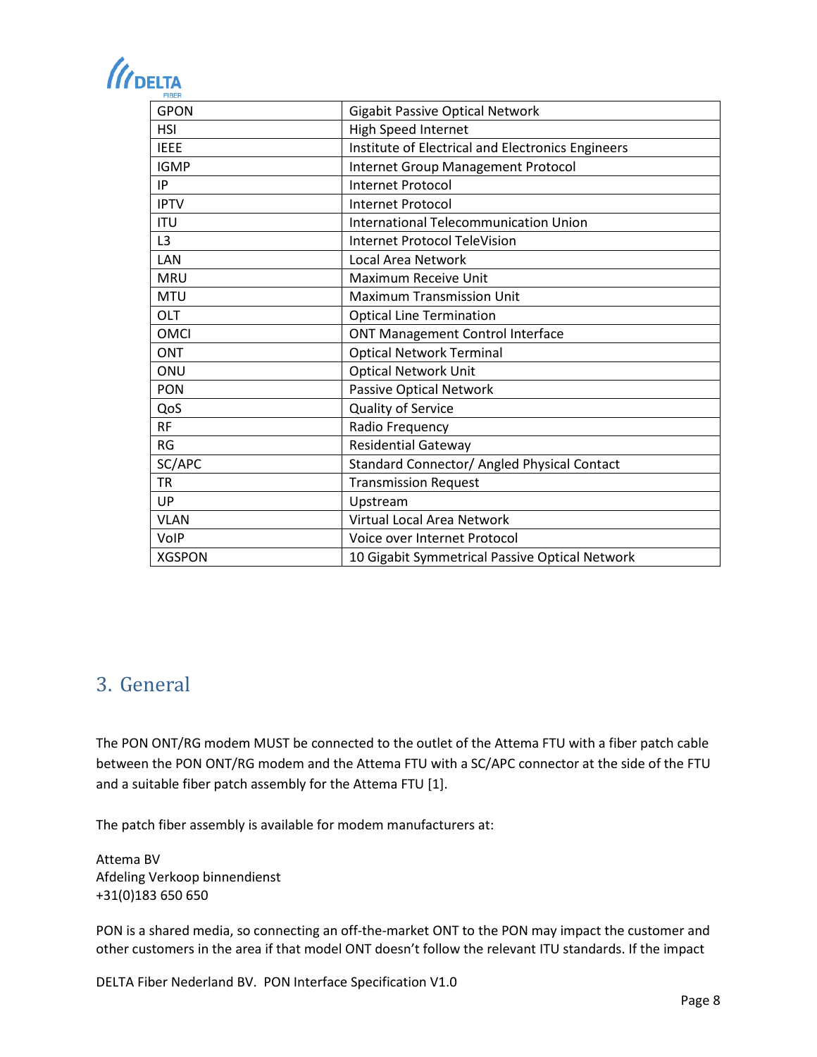| GPON | Gigabit Passive Optical Network |
|---|---|
| HSI | High Speed Internet |
| IEEE | Institute of Electrical and Electronics Engineers |
| IGMP | Internet Group Management Protocol |
| IP | Internet Protocol |
| IPTV | Internet Protocol |
| ITU | International Telecommunication Union |
| L3 | Internet Protocol TeleVision |
| LAN | Local Area Network |
| MRU | Maximum Receive Unit |
| MTU | Maximum Transmission Unit |
| OLT | Optical Line Termination |
| OMCI | ONT Management Control Interface |
| ONT | Optical Network Terminal |
| ONU | Optical Network Unit |
| PON | Passive Optical Network |
| QoS | Quality of Service |
| RF | Radio Frequency |
| RG | Residential Gateway |
| SC/APC | Standard Connector/ Angled Physical Contact |
| TR | Transmission Request |
| UP | Upstream |
| VLAN | Virtual Local Area Network |
| VoIP | Voice over Internet Protocol |
| XGSPON | 10 Gigabit Symmetrical Passive Optical Network |

# 3. General

The PON ONT/RG modem MUST be connected to the outlet of the Attema FTU with a fiber patch cable between the PON ONT/RG modem and the Attema FTU with a SC/APC connector at the side of the FTU and a suitable fiber patch assembly for the Attema FTU [1].

The patch fiber assembly is available for modem manufacturers at:

Attema BV
Afdeling Verkoop binnendienst
+31(0)183 650 650

PON is a shared media, so connecting an off-the-market ONT to the PON may impact the customer and other customers in the area if that model ONT doesn't follow the relevant ITU standards. If the impact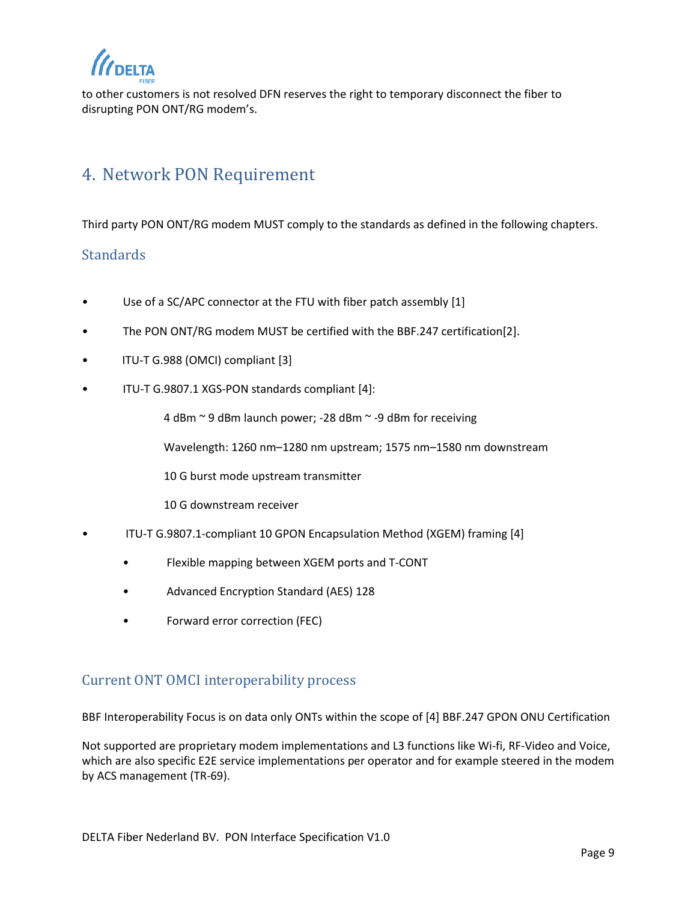to other customers is not resolved DFN reserves the right to temporary disconnect the fiber to disrupting PON ONT/RG modem's.

# 4. Network PON Requirement

Third party PON ONT/RG modem MUST comply to the standards as defined in the following chapters.

## Standards

- Use of a SC/APC connector at the FTU with fiber patch assembly [1]
- The PON ONT/RG modem MUST be certified with the BBF.247 certification[2].
- ITU-T G.988 (OMCI) compliant [3]
- ITU-T G.9807.1 XGS-PON standards compliant [4]:

  4 dBm ~ 9 dBm launch power; -28 dBm ~ -9 dBm for receiving

  Wavelength: 1260 nm–1280 nm upstream; 1575 nm–1580 nm downstream

  10 G burst mode upstream transmitter

  10 G downstream receiver
- ITU-T G.9807.1-compliant 10 GPON Encapsulation Method (XGEM) framing [4]
  - Flexible mapping between XGEM ports and T-CONT
  - Advanced Encryption Standard (AES) 128
  - Forward error correction (FEC)

## Current ONT OMCI interoperability process

BBF Interoperability Focus is on data only ONTs within the scope of [4] BBF.247 GPON ONU Certification

Not supported are proprietary modem implementations and L3 functions like Wi-fi, RF-Video and Voice, which are also specific E2E service implementations per operator and for example steered in the modem by ACS management (TR-69).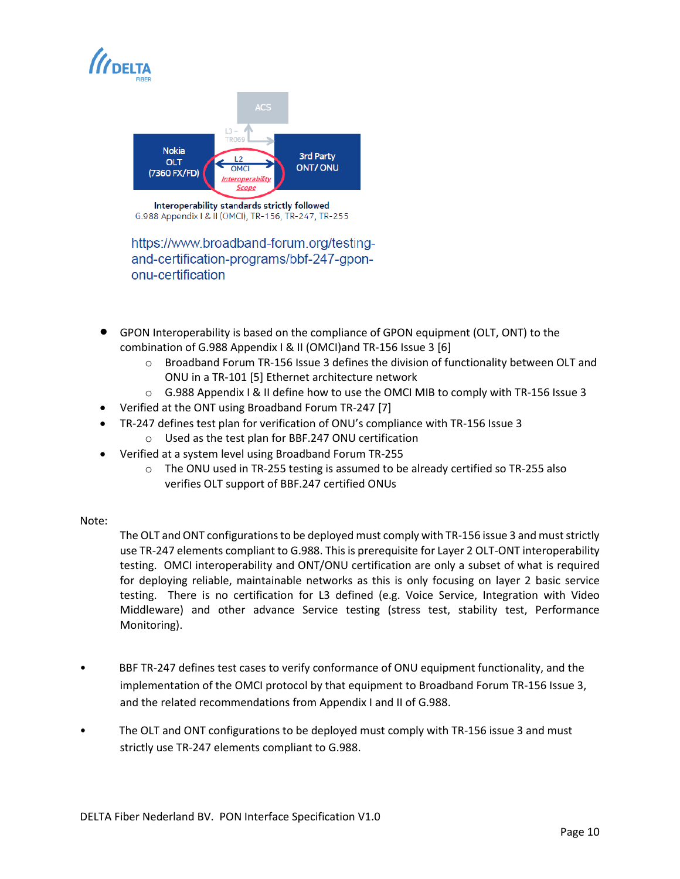Interoperability standards strictly followed
G.988 Appendix I & II (OMCI), TR-156, TR-247, TR-255

https://www.broadband-forum.org/testing-and-certification-programs/bbf-247-gpon-onu-certification

- GPON Interoperability is based on the compliance of GPON equipment (OLT, ONT) to the combination of G.988 Appendix I & II (OMCI)and TR-156 Issue 3 [6]
  - Broadband Forum TR-156 Issue 3 defines the division of functionality between OLT and ONU in a TR-101 [5] Ethernet architecture network
  - G.988 Appendix I & II define how to use the OMCI MIB to comply with TR-156 Issue 3
- Verified at the ONT using Broadband Forum TR-247 [7]
- TR-247 defines test plan for verification of ONU's compliance with TR-156 Issue 3
  - Used as the test plan for BBF.247 ONU certification
- Verified at a system level using Broadband Forum TR-255
  - The ONU used in TR-255 testing is assumed to be already certified so TR-255 also verifies OLT support of BBF.247 certified ONUs

Note:

The OLT and ONT configurations to be deployed must comply with TR-156 issue 3 and must strictly use TR-247 elements compliant to G.988. This is prerequisite for Layer 2 OLT-ONT interoperability testing. OMCI interoperability and ONT/ONU certification are only a subset of what is required for deploying reliable, maintainable networks as this is only focusing on layer 2 basic service testing. There is no certification for L3 defined (e.g. Voice Service, Integration with Video Middleware) and other advance Service testing (stress test, stability test, Performance Monitoring).

- BBF TR-247 defines test cases to verify conformance of ONU equipment functionality, and the implementation of the OMCI protocol by that equipment to Broadband Forum TR-156 Issue 3, and the related recommendations from Appendix I and II of G.988.
- The OLT and ONT configurations to be deployed must comply with TR-156 issue 3 and must strictly use TR-247 elements compliant to G.988.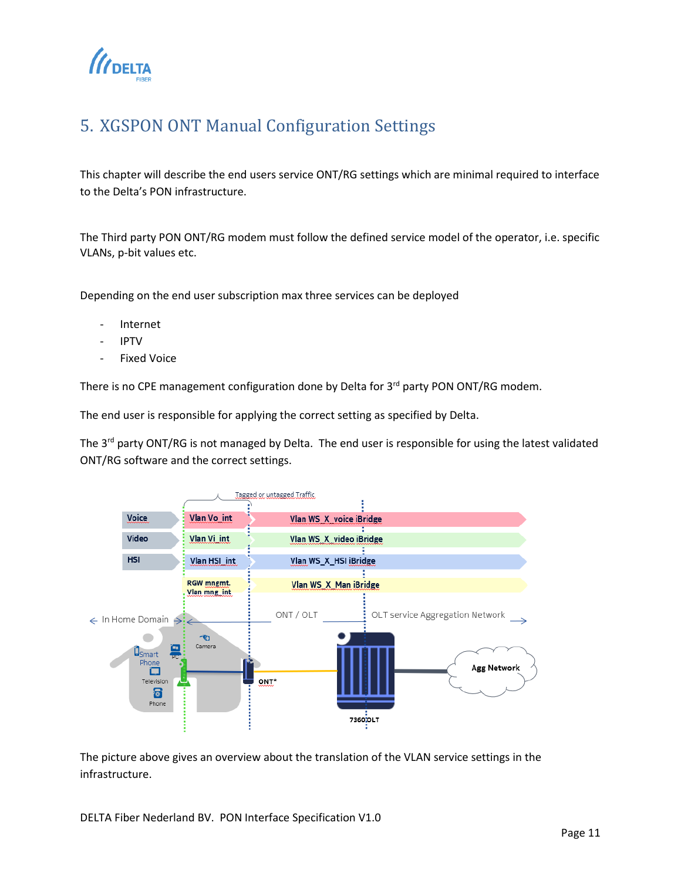# 5. XGSPON ONT Manual Configuration Settings

This chapter will describe the end users service ONT/RG settings which are minimal required to interface to the Delta's PON infrastructure.

The Third party PON ONT/RG modem must follow the defined service model of the operator, i.e. specific VLANs, p-bit values etc.

Depending on the end user subscription max three services can be deployed

- Internet
- IPTV
- Fixed Voice

There is no CPE management configuration done by Delta for 3rd party PON ONT/RG modem.

The end user is responsible for applying the correct setting as specified by Delta.

The 3rd party ONT/RG is not managed by Delta. The end user is responsible for using the latest validated ONT/RG software and the correct settings.

The picture above gives an overview about the translation of the VLAN service settings in the infrastructure.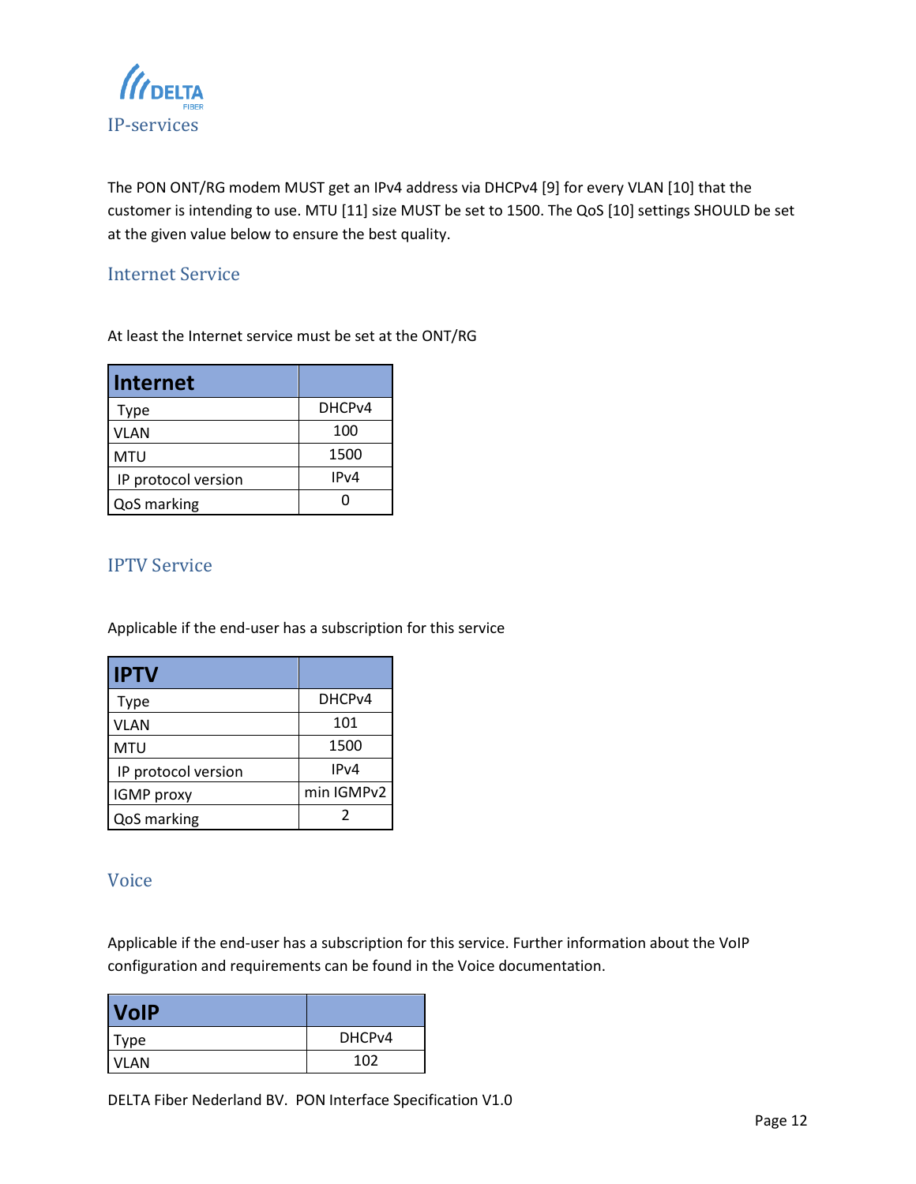## IP-services

The PON ONT/RG modem MUST get an IPv4 address via DHCPv4 [9] for every VLAN [10] that the customer is intending to use. MTU [11] size MUST be set to 1500. The QoS [10] settings SHOULD be set at the given value below to ensure the best quality.

### Internet Service

At least the Internet service must be set at the ONT/RG

| Internet | |
|---|---|
| Type | DHCPv4 |
| VLAN | 100 |
| MTU | 1500 |
| IP protocol version | IPv4 |
| QoS marking | 0 |

### IPTV Service

Applicable if the end-user has a subscription for this service

| IPTV | |
|---|---|
| Type | DHCPv4 |
| VLAN | 101 |
| MTU | 1500 |
| IP protocol version | IPv4 |
| IGMP proxy | min IGMPv2 |
| QoS marking | 2 |

### Voice

Applicable if the end-user has a subscription for this service. Further information about the VoIP configuration and requirements can be found in the Voice documentation.

| VoIP | |
|---|---|
| Type | DHCPv4 |
| VLAN | 102 |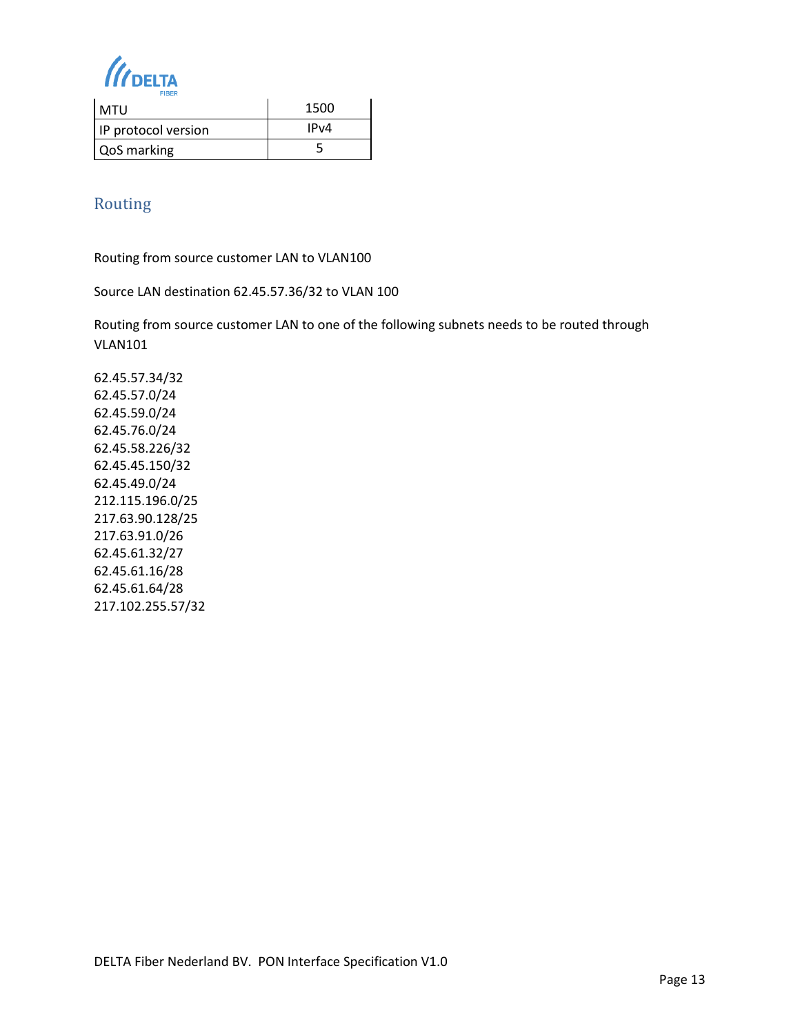| | |
|---|---|
| MTU | 1500 |
| IP protocol version | IPv4 |
| QoS marking | 5 |

## Routing

Routing from source customer LAN to VLAN100

Source LAN destination 62.45.57.36/32 to VLAN 100

Routing from source customer LAN to one of the following subnets needs to be routed through VLAN101

62.45.57.34/32
62.45.57.0/24
62.45.59.0/24
62.45.76.0/24
62.45.58.226/32
62.45.45.150/32
62.45.49.0/24
212.115.196.0/25
217.63.90.128/25
217.63.91.0/26
62.45.61.32/27
62.45.61.16/28
62.45.61.64/28
217.102.255.57/32